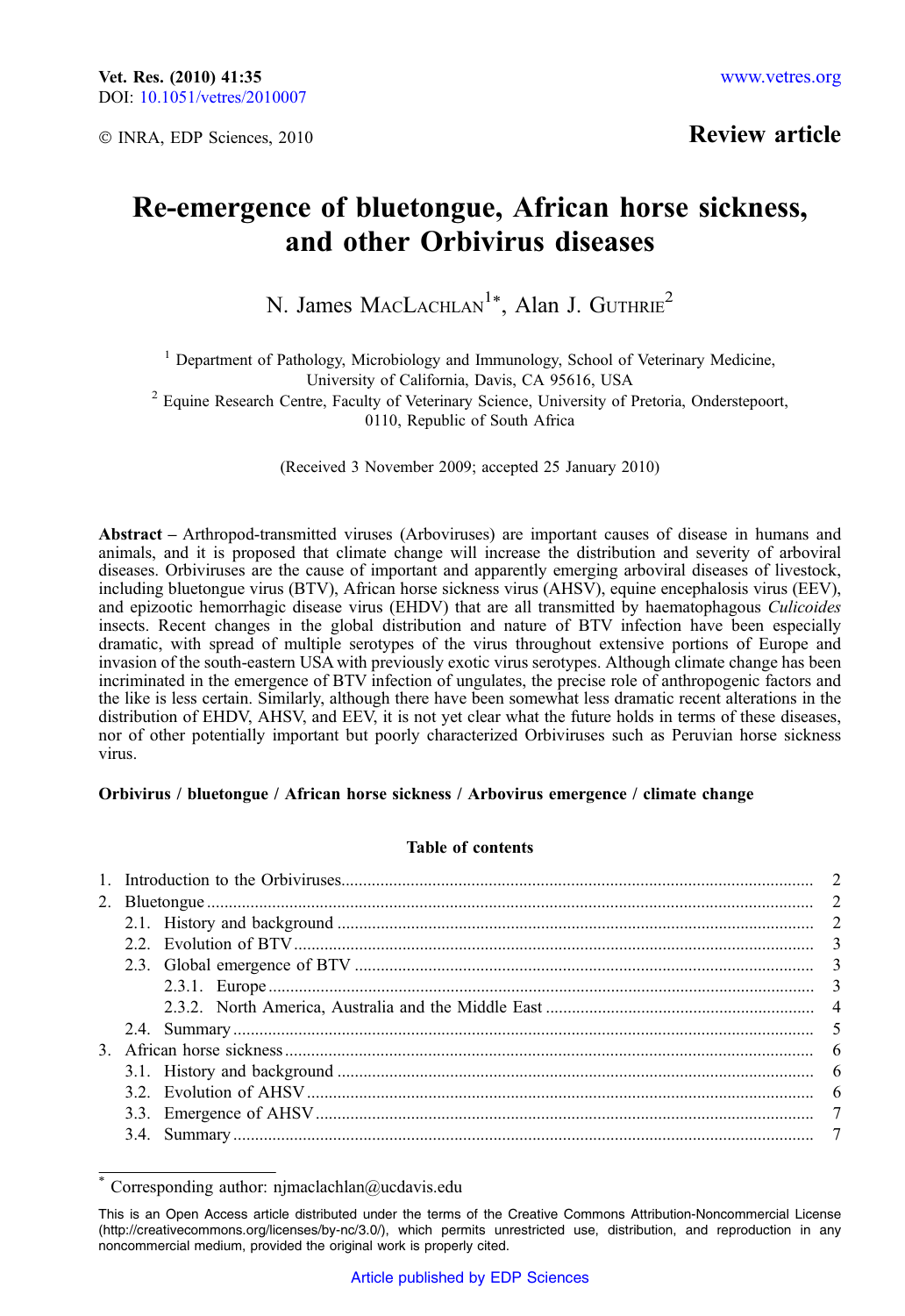Review article

# Re-emergence of bluetongue, African horse sickness, and other Orbivirus diseases

N. James MacLachlan[1*], Alan J. Guthrie[2]

[1] Department of Pathology, Microbiology and Immunology, School of Veterinary Medicine, University of California, Davis, CA 95616, USA

[2] Equine Research Centre, Faculty of Veterinary Science, University of Pretoria, Onderstepoort, 0110, Republic of South Africa

(Received 3 November 2009; accepted 25 January 2010)

**Abstract** – Arthropod-transmitted viruses (Arboviruses) are important causes of disease in humans and animals, and it is proposed that climate change will increase the distribution and severity of arboviral diseases. Orbiviruses are the cause of important and apparently emerging arboviral diseases of livestock, including bluetongue virus (BTV), African horse sickness virus (AHSV), equine encephalosis virus (EEV), and epizootic hemorrhagic disease virus (EHDV) that are all transmitted by haematophagous *Culicoides* insects. Recent changes in the global distribution and nature of BTV infection have been especially dramatic, with spread of multiple serotypes of the virus throughout extensive portions of Europe and invasion of the south-eastern USA with previously exotic virus serotypes. Although climate change has been incriminated in the emergence of BTV infection of ungulates, the precise role of anthropogenic factors and the like is less certain. Similarly, although there have been somewhat less dramatic recent alterations in the distribution of EHDV, AHSV, and EEV, it is not yet clear what the future holds in terms of these diseases, nor of other potentially important but poorly characterized Orbiviruses such as Peruvian horse sickness virus.

**Orbivirus / bluetongue / African horse sickness / Arbovirus emergence / climate change**

**Table of contents**

1. Introduction to the Orbiviruses ........ 2
2. Bluetongue ........ 2
   - 2.1. History and background ........ 2
   - 2.2. Evolution of BTV ........ 3
   - 2.3. Global emergence of BTV ........ 3
     - 2.3.1. Europe ........ 3
     - 2.3.2. North America, Australia and the Middle East ........ 4
   - 2.4. Summary ........ 5
3. African horse sickness ........ 6
   - 3.1. History and background ........ 6
   - 3.2. Evolution of AHSV ........ 6
   - 3.3. Emergence of AHSV ........ 7
   - 3.4. Summary ........ 7

[*] Corresponding author: njmaclachlan@ucdavis.edu

This is an Open Access article distributed under the terms of the Creative Commons Attribution-Noncommercial License (http://creativecommons.org/licenses/by-nc/3.0/), which permits unrestricted use, distribution, and reproduction in any noncommercial medium, provided the original work is properly cited.

Article published by EDP Sciences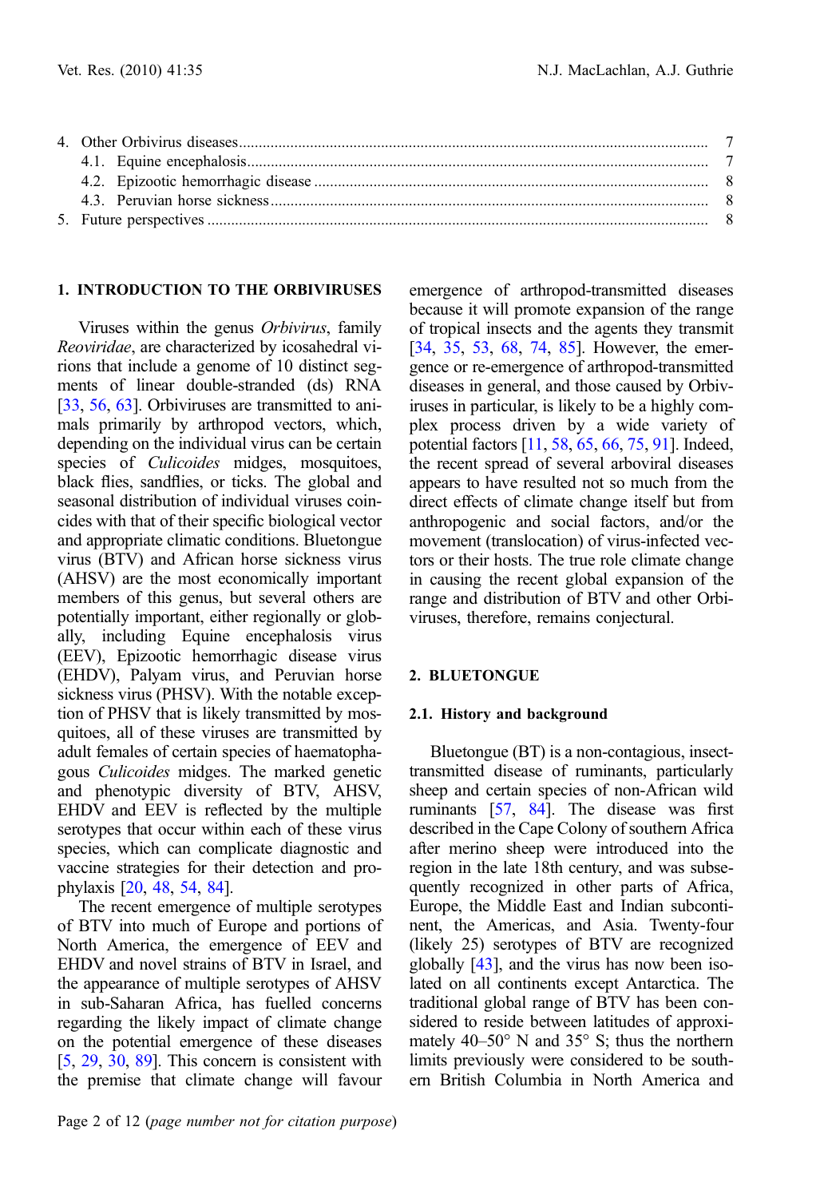4. Other Orbivirus diseases ........................................................................................................ 7
   4.1. Equine encephalosis ........................................................................................................ 7
   4.2. Epizootic hemorrhagic disease ........................................................................................ 8
   4.3. Peruvian horse sickness .................................................................................................. 8
5. Future perspectives ................................................................................................................. 8

## 1. INTRODUCTION TO THE ORBIVIRUSES

Viruses within the genus *Orbivirus*, family *Reoviridae*, are characterized by icosahedral virions that include a genome of 10 distinct segments of linear double-stranded (ds) RNA [33, 56, 63]. Orbiviruses are transmitted to animals primarily by arthropod vectors, which, depending on the individual virus can be certain species of *Culicoides* midges, mosquitoes, black flies, sandflies, or ticks. The global and seasonal distribution of individual viruses coincides with that of their specific biological vector and appropriate climatic conditions. Bluetongue virus (BTV) and African horse sickness virus (AHSV) are the most economically important members of this genus, but several others are potentially important, either regionally or globally, including Equine encephalosis virus (EEV), Epizootic hemorrhagic disease virus (EHDV), Palyam virus, and Peruvian horse sickness virus (PHSV). With the notable exception of PHSV that is likely transmitted by mosquitoes, all of these viruses are transmitted by adult females of certain species of haematophagous *Culicoides* midges. The marked genetic and phenotypic diversity of BTV, AHSV, EHDV and EEV is reflected by the multiple serotypes that occur within each of these virus species, which can complicate diagnostic and vaccine strategies for their detection and prophylaxis [20, 48, 54, 84].

The recent emergence of multiple serotypes of BTV into much of Europe and portions of North America, the emergence of EEV and EHDV and novel strains of BTV in Israel, and the appearance of multiple serotypes of AHSV in sub-Saharan Africa, has fuelled concerns regarding the likely impact of climate change on the potential emergence of these diseases [5, 29, 30, 89]. This concern is consistent with the premise that climate change will favour emergence of arthropod-transmitted diseases because it will promote expansion of the range of tropical insects and the agents they transmit [34, 35, 53, 68, 74, 85]. However, the emergence or re-emergence of arthropod-transmitted diseases in general, and those caused by Orbiviruses in particular, is likely to be a highly complex process driven by a wide variety of potential factors [11, 58, 65, 66, 75, 91]. Indeed, the recent spread of several arboviral diseases appears to have resulted not so much from the direct effects of climate change itself but from anthropogenic and social factors, and/or the movement (translocation) of virus-infected vectors or their hosts. The true role climate change in causing the recent global expansion of the range and distribution of BTV and other Orbiviruses, therefore, remains conjectural.

## 2. BLUETONGUE

### 2.1. History and background

Bluetongue (BT) is a non-contagious, insect-transmitted disease of ruminants, particularly sheep and certain species of non-African wild ruminants [57, 84]. The disease was first described in the Cape Colony of southern Africa after merino sheep were introduced into the region in the late 18th century, and was subsequently recognized in other parts of Africa, Europe, the Middle East and Indian subcontinent, the Americas, and Asia. Twenty-four (likely 25) serotypes of BTV are recognized globally [43], and the virus has now been isolated on all continents except Antarctica. The traditional global range of BTV has been considered to reside between latitudes of approximately 40–50° N and 35° S; thus the northern limits previously were considered to be southern British Columbia in North America and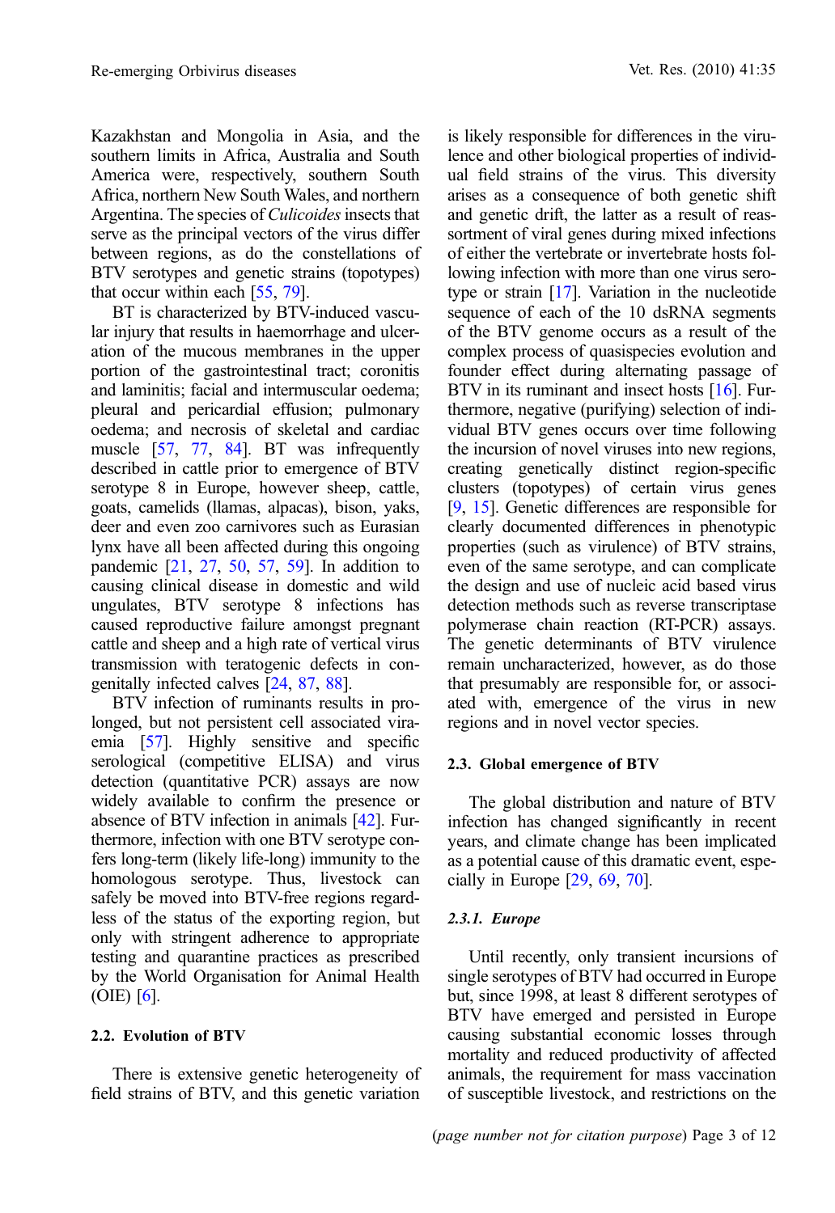Kazakhstan and Mongolia in Asia, and the southern limits in Africa, Australia and South America were, respectively, southern South Africa, northern New South Wales, and northern Argentina. The species of *Culicoides* insects that serve as the principal vectors of the virus differ between regions, as do the constellations of BTV serotypes and genetic strains (topotypes) that occur within each [55, 79].

BT is characterized by BTV-induced vascular injury that results in haemorrhage and ulceration of the mucous membranes in the upper portion of the gastrointestinal tract; coronitis and laminitis; facial and intermuscular oedema; pleural and pericardial effusion; pulmonary oedema; and necrosis of skeletal and cardiac muscle [57, 77, 84]. BT was infrequently described in cattle prior to emergence of BTV serotype 8 in Europe, however sheep, cattle, goats, camelids (llamas, alpacas), bison, yaks, deer and even zoo carnivores such as Eurasian lynx have all been affected during this ongoing pandemic [21, 27, 50, 57, 59]. In addition to causing clinical disease in domestic and wild ungulates, BTV serotype 8 infections has caused reproductive failure amongst pregnant cattle and sheep and a high rate of vertical virus transmission with teratogenic defects in congenitally infected calves [24, 87, 88].

BTV infection of ruminants results in prolonged, but not persistent cell associated viraemia [57]. Highly sensitive and specific serological (competitive ELISA) and virus detection (quantitative PCR) assays are now widely available to confirm the presence or absence of BTV infection in animals [42]. Furthermore, infection with one BTV serotype confers long-term (likely life-long) immunity to the homologous serotype. Thus, livestock can safely be moved into BTV-free regions regardless of the status of the exporting region, but only with stringent adherence to appropriate testing and quarantine practices as prescribed by the World Organisation for Animal Health (OIE) [6].

### 2.2. Evolution of BTV

There is extensive genetic heterogeneity of field strains of BTV, and this genetic variation is likely responsible for differences in the virulence and other biological properties of individual field strains of the virus. This diversity arises as a consequence of both genetic shift and genetic drift, the latter as a result of reassortment of viral genes during mixed infections of either the vertebrate or invertebrate hosts following infection with more than one virus serotype or strain [17]. Variation in the nucleotide sequence of each of the 10 dsRNA segments of the BTV genome occurs as a result of the complex process of quasispecies evolution and founder effect during alternating passage of BTV in its ruminant and insect hosts [16]. Furthermore, negative (purifying) selection of individual BTV genes occurs over time following the incursion of novel viruses into new regions, creating genetically distinct region-specific clusters (topotypes) of certain virus genes [9, 15]. Genetic differences are responsible for clearly documented differences in phenotypic properties (such as virulence) of BTV strains, even of the same serotype, and can complicate the design and use of nucleic acid based virus detection methods such as reverse transcriptase polymerase chain reaction (RT-PCR) assays. The genetic determinants of BTV virulence remain uncharacterized, however, as do those that presumably are responsible for, or associated with, emergence of the virus in new regions and in novel vector species.

### 2.3. Global emergence of BTV

The global distribution and nature of BTV infection has changed significantly in recent years, and climate change has been implicated as a potential cause of this dramatic event, especially in Europe [29, 69, 70].

#### *2.3.1. Europe*

Until recently, only transient incursions of single serotypes of BTV had occurred in Europe but, since 1998, at least 8 different serotypes of BTV have emerged and persisted in Europe causing substantial economic losses through mortality and reduced productivity of affected animals, the requirement for mass vaccination of susceptible livestock, and restrictions on the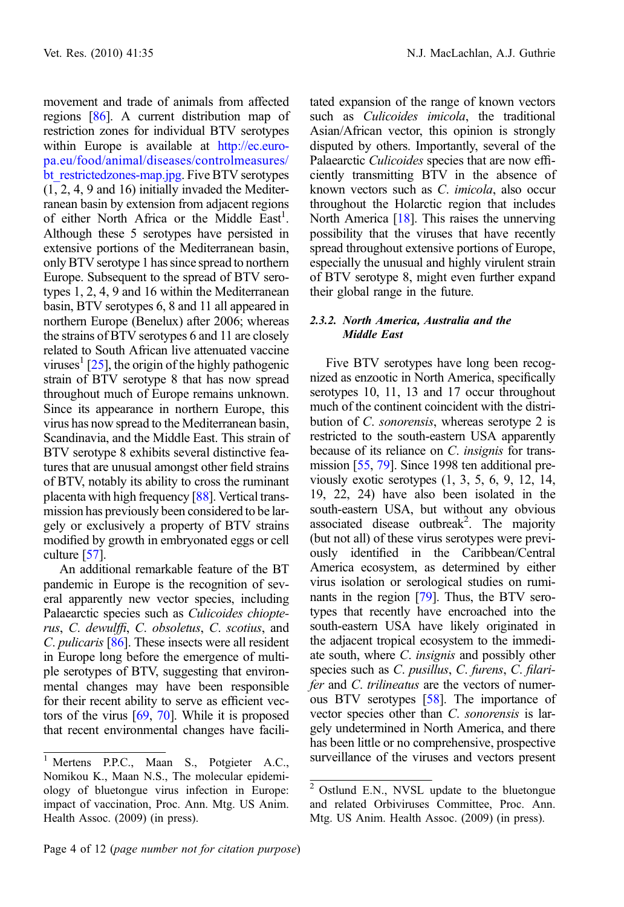movement and trade of animals from affected regions [86]. A current distribution map of restriction zones for individual BTV serotypes within Europe is available at http://ec.europa.eu/food/animal/diseases/controlmeasures/bt_restrictedzones-map.jpg. Five BTV serotypes (1, 2, 4, 9 and 16) initially invaded the Mediterranean basin by extension from adjacent regions of either North Africa or the Middle East[1]. Although these 5 serotypes have persisted in extensive portions of the Mediterranean basin, only BTV serotype 1 has since spread to northern Europe. Subsequent to the spread of BTV serotypes 1, 2, 4, 9 and 16 within the Mediterranean basin, BTV serotypes 6, 8 and 11 all appeared in northern Europe (Benelux) after 2006; whereas the strains of BTV serotypes 6 and 11 are closely related to South African live attenuated vaccine viruses[1] [25], the origin of the highly pathogenic strain of BTV serotype 8 that has now spread throughout much of Europe remains unknown. Since its appearance in northern Europe, this virus has now spread to the Mediterranean basin, Scandinavia, and the Middle East. This strain of BTV serotype 8 exhibits several distinctive features that are unusual amongst other field strains of BTV, notably its ability to cross the ruminant placenta with high frequency [88]. Vertical transmission has previously been considered to be largely or exclusively a property of BTV strains modified by growth in embryonated eggs or cell culture [57].

An additional remarkable feature of the BT pandemic in Europe is the recognition of several apparently new vector species, including Palaearctic species such as *Culicoides chiopterus*, *C. dewulffi*, *C. obsoletus*, *C. scotius*, and *C. pulicaris* [86]. These insects were all resident in Europe long before the emergence of multiple serotypes of BTV, suggesting that environmental changes may have been responsible for their recent ability to serve as efficient vectors of the virus [69, 70]. While it is proposed that recent environmental changes have facilitated expansion of the range of known vectors such as *Culicoides imicola*, the traditional Asian/African vector, this opinion is strongly disputed by others. Importantly, several of the Palaearctic *Culicoides* species that are now efficiently transmitting BTV in the absence of known vectors such as *C. imicola*, also occur throughout the Holarctic region that includes North America [18]. This raises the unnerving possibility that the viruses that have recently spread throughout extensive portions of Europe, especially the unusual and highly virulent strain of BTV serotype 8, might even further expand their global range in the future.

#### 2.3.2. North America, Australia and the Middle East

Five BTV serotypes have long been recognized as enzootic in North America, specifically serotypes 10, 11, 13 and 17 occur throughout much of the continent coincident with the distribution of *C. sonorensis*, whereas serotype 2 is restricted to the south-eastern USA apparently because of its reliance on *C. insignis* for transmission [55, 79]. Since 1998 ten additional previously exotic serotypes (1, 3, 5, 6, 9, 12, 14, 19, 22, 24) have also been isolated in the south-eastern USA, but without any obvious associated disease outbreak[2]. The majority (but not all) of these virus serotypes were previously identified in the Caribbean/Central America ecosystem, as determined by either virus isolation or serological studies on ruminants in the region [79]. Thus, the BTV serotypes that recently have encroached into the south-eastern USA have likely originated in the adjacent tropical ecosystem to the immediate south, where *C. insignis* and possibly other species such as *C. pusillus*, *C. furens*, *C. filarifer* and *C. trilineatus* are the vectors of numerous BTV serotypes [58]. The importance of vector species other than *C. sonorensis* is largely undetermined in North America, and there has been little or no comprehensive, prospective surveillance of the viruses and vectors present

---

[1] Mertens P.P.C., Maan S., Potgieter A.C., Nomikou K., Maan N.S., The molecular epidemiology of bluetongue virus infection in Europe: impact of vaccination, Proc. Ann. Mtg. US Anim. Health Assoc. (2009) (in press).

[2] Ostlund E.N., NVSL update to the bluetongue and related Orbiviruses Committee, Proc. Ann. Mtg. US Anim. Health Assoc. (2009) (in press).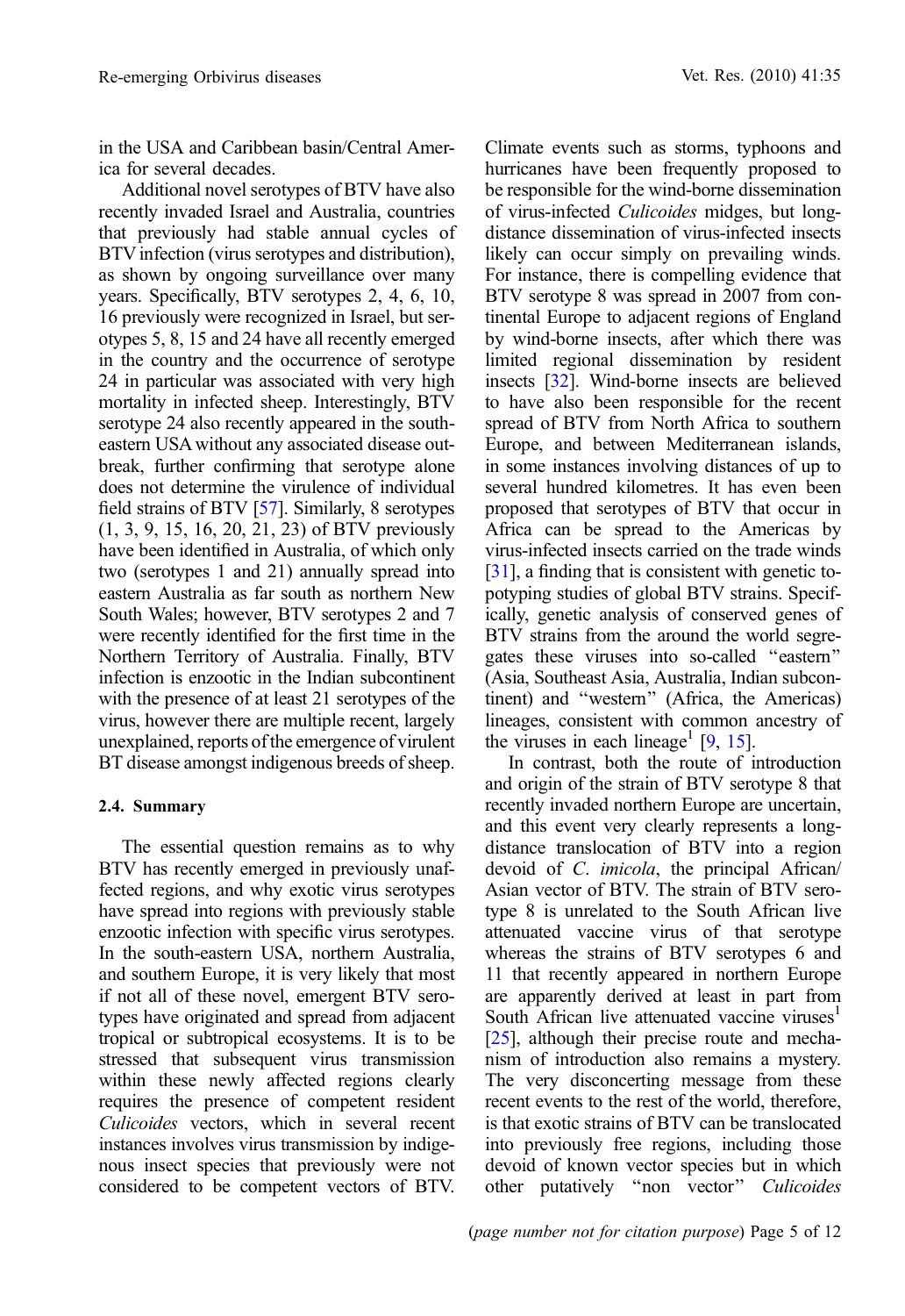in the USA and Caribbean basin/Central America for several decades.

Additional novel serotypes of BTV have also recently invaded Israel and Australia, countries that previously had stable annual cycles of BTV infection (virus serotypes and distribution), as shown by ongoing surveillance over many years. Specifically, BTV serotypes 2, 4, 6, 10, 16 previously were recognized in Israel, but serotypes 5, 8, 15 and 24 have all recently emerged in the country and the occurrence of serotype 24 in particular was associated with very high mortality in infected sheep. Interestingly, BTV serotype 24 also recently appeared in the south-eastern USA without any associated disease outbreak, further confirming that serotype alone does not determine the virulence of individual field strains of BTV [57]. Similarly, 8 serotypes (1, 3, 9, 15, 16, 20, 21, 23) of BTV previously have been identified in Australia, of which only two (serotypes 1 and 21) annually spread into eastern Australia as far south as northern New South Wales; however, BTV serotypes 2 and 7 were recently identified for the first time in the Northern Territory of Australia. Finally, BTV infection is enzootic in the Indian subcontinent with the presence of at least 21 serotypes of the virus, however there are multiple recent, largely unexplained, reports of the emergence of virulent BT disease amongst indigenous breeds of sheep.

### 2.4. Summary

The essential question remains as to why BTV has recently emerged in previously unaffected regions, and why exotic virus serotypes have spread into regions with previously stable enzootic infection with specific virus serotypes. In the south-eastern USA, northern Australia, and southern Europe, it is very likely that most if not all of these novel, emergent BTV serotypes have originated and spread from adjacent tropical or subtropical ecosystems. It is to be stressed that subsequent virus transmission within these newly affected regions clearly requires the presence of competent resident *Culicoides* vectors, which in several recent instances involves virus transmission by indigenous insect species that previously were not considered to be competent vectors of BTV. Climate events such as storms, typhoons and hurricanes have been frequently proposed to be responsible for the wind-borne dissemination of virus-infected *Culicoides* midges, but long-distance dissemination of virus-infected insects likely can occur simply on prevailing winds. For instance, there is compelling evidence that BTV serotype 8 was spread in 2007 from continental Europe to adjacent regions of England by wind-borne insects, after which there was limited regional dissemination by resident insects [32]. Wind-borne insects are believed to have also been responsible for the recent spread of BTV from North Africa to southern Europe, and between Mediterranean islands, in some instances involving distances of up to several hundred kilometres. It has even been proposed that serotypes of BTV that occur in Africa can be spread to the Americas by virus-infected insects carried on the trade winds [31], a finding that is consistent with genetic topotyping studies of global BTV strains. Specifically, genetic analysis of conserved genes of BTV strains from the around the world segregates these viruses into so-called "eastern" (Asia, Southeast Asia, Australia, Indian subcontinent) and "western" (Africa, the Americas) lineages, consistent with common ancestry of the viruses in each lineage[1] [9, 15].

In contrast, both the route of introduction and origin of the strain of BTV serotype 8 that recently invaded northern Europe are uncertain, and this event very clearly represents a long-distance translocation of BTV into a region devoid of *C. imicola*, the principal African/Asian vector of BTV. The strain of BTV serotype 8 is unrelated to the South African live attenuated vaccine virus of that serotype whereas the strains of BTV serotypes 6 and 11 that recently appeared in northern Europe are apparently derived at least in part from South African live attenuated vaccine viruses[1] [25], although their precise route and mechanism of introduction also remains a mystery. The very disconcerting message from these recent events to the rest of the world, therefore, is that exotic strains of BTV can be translocated into previously free regions, including those devoid of known vector species but in which other putatively "non vector" *Culicoides*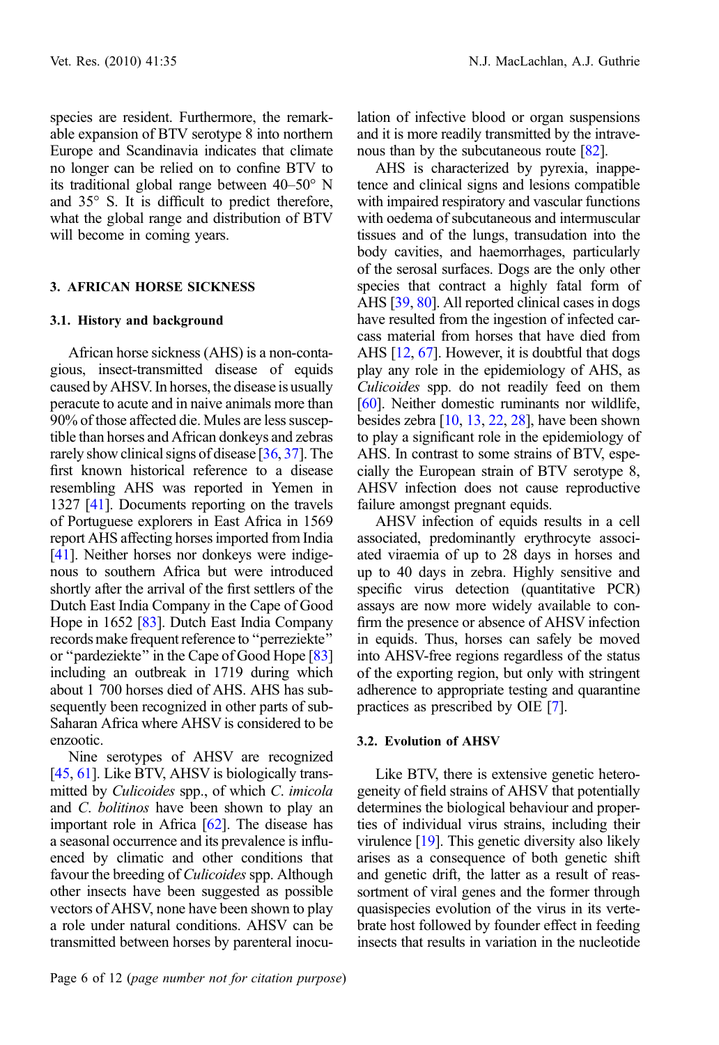species are resident. Furthermore, the remarkable expansion of BTV serotype 8 into northern Europe and Scandinavia indicates that climate no longer can be relied on to confine BTV to its traditional global range between 40–50° N and 35° S. It is difficult to predict therefore, what the global range and distribution of BTV will become in coming years.

## 3. AFRICAN HORSE SICKNESS

### 3.1. History and background

African horse sickness (AHS) is a non-contagious, insect-transmitted disease of equids caused by AHSV. In horses, the disease is usually peracute to acute and in naive animals more than 90% of those affected die. Mules are less susceptible than horses and African donkeys and zebras rarely show clinical signs of disease [36, 37]. The first known historical reference to a disease resembling AHS was reported in Yemen in 1327 [41]. Documents reporting on the travels of Portuguese explorers in East Africa in 1569 report AHS affecting horses imported from India [41]. Neither horses nor donkeys were indigenous to southern Africa but were introduced shortly after the arrival of the first settlers of the Dutch East India Company in the Cape of Good Hope in 1652 [83]. Dutch East India Company records make frequent reference to "perreziekte" or "pardeziekte" in the Cape of Good Hope [83] including an outbreak in 1719 during which about 1 700 horses died of AHS. AHS has subsequently been recognized in other parts of sub-Saharan Africa where AHSV is considered to be enzootic.

Nine serotypes of AHSV are recognized [45, 61]. Like BTV, AHSV is biologically transmitted by *Culicoides* spp., of which *C. imicola* and *C. bolitinos* have been shown to play an important role in Africa [62]. The disease has a seasonal occurrence and its prevalence is influenced by climatic and other conditions that favour the breeding of *Culicoides* spp. Although other insects have been suggested as possible vectors of AHSV, none have been shown to play a role under natural conditions. AHSV can be transmitted between horses by parenteral inoculation of infective blood or organ suspensions and it is more readily transmitted by the intravenous than by the subcutaneous route [82].

AHS is characterized by pyrexia, inappetence and clinical signs and lesions compatible with impaired respiratory and vascular functions with oedema of subcutaneous and intermuscular tissues and of the lungs, transudation into the body cavities, and haemorrhages, particularly of the serosal surfaces. Dogs are the only other species that contract a highly fatal form of AHS [39, 80]. All reported clinical cases in dogs have resulted from the ingestion of infected carcass material from horses that have died from AHS [12, 67]. However, it is doubtful that dogs play any role in the epidemiology of AHS, as *Culicoides* spp. do not readily feed on them [60]. Neither domestic ruminants nor wildlife, besides zebra [10, 13, 22, 28], have been shown to play a significant role in the epidemiology of AHS. In contrast to some strains of BTV, especially the European strain of BTV serotype 8, AHSV infection does not cause reproductive failure amongst pregnant equids.

AHSV infection of equids results in a cell associated, predominantly erythrocyte associated viraemia of up to 28 days in horses and up to 40 days in zebra. Highly sensitive and specific virus detection (quantitative PCR) assays are now more widely available to confirm the presence or absence of AHSV infection in equids. Thus, horses can safely be moved into AHSV-free regions regardless of the status of the exporting region, but only with stringent adherence to appropriate testing and quarantine practices as prescribed by OIE [7].

### 3.2. Evolution of AHSV

Like BTV, there is extensive genetic heterogeneity of field strains of AHSV that potentially determines the biological behaviour and properties of individual virus strains, including their virulence [19]. This genetic diversity also likely arises as a consequence of both genetic shift and genetic drift, the latter as a result of reassortment of viral genes and the former through quasispecies evolution of the virus in its vertebrate host followed by founder effect in feeding insects that results in variation in the nucleotide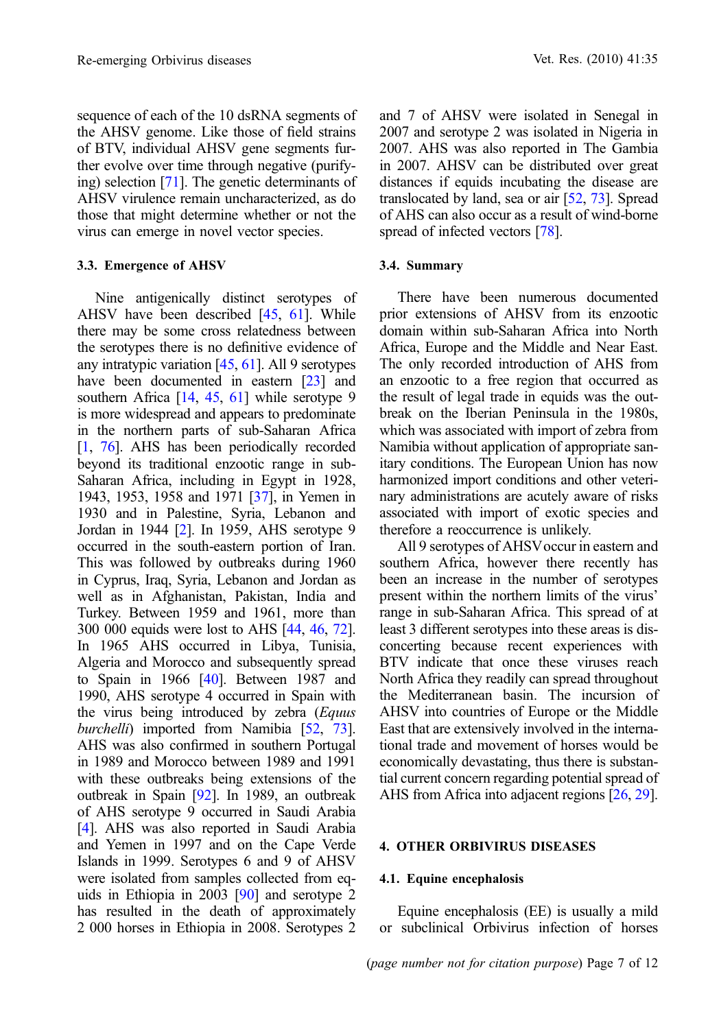sequence of each of the 10 dsRNA segments of the AHSV genome. Like those of field strains of BTV, individual AHSV gene segments further evolve over time through negative (purifying) selection [71]. The genetic determinants of AHSV virulence remain uncharacterized, as do those that might determine whether or not the virus can emerge in novel vector species.

### 3.3. Emergence of AHSV

Nine antigenically distinct serotypes of AHSV have been described [45, 61]. While there may be some cross relatedness between the serotypes there is no definitive evidence of any intratypic variation [45, 61]. All 9 serotypes have been documented in eastern [23] and southern Africa [14, 45, 61] while serotype 9 is more widespread and appears to predominate in the northern parts of sub-Saharan Africa [1, 76]. AHS has been periodically recorded beyond its traditional enzootic range in sub-Saharan Africa, including in Egypt in 1928, 1943, 1953, 1958 and 1971 [37], in Yemen in 1930 and in Palestine, Syria, Lebanon and Jordan in 1944 [2]. In 1959, AHS serotype 9 occurred in the south-eastern portion of Iran. This was followed by outbreaks during 1960 in Cyprus, Iraq, Syria, Lebanon and Jordan as well as in Afghanistan, Pakistan, India and Turkey. Between 1959 and 1961, more than 300 000 equids were lost to AHS [44, 46, 72]. In 1965 AHS occurred in Libya, Tunisia, Algeria and Morocco and subsequently spread to Spain in 1966 [40]. Between 1987 and 1990, AHS serotype 4 occurred in Spain with the virus being introduced by zebra (*Equus burchelli*) imported from Namibia [52, 73]. AHS was also confirmed in southern Portugal in 1989 and Morocco between 1989 and 1991 with these outbreaks being extensions of the outbreak in Spain [92]. In 1989, an outbreak of AHS serotype 9 occurred in Saudi Arabia [4]. AHS was also reported in Saudi Arabia and Yemen in 1997 and on the Cape Verde Islands in 1999. Serotypes 6 and 9 of AHSV were isolated from samples collected from equids in Ethiopia in 2003 [90] and serotype 2 has resulted in the death of approximately 2 000 horses in Ethiopia in 2008. Serotypes 2 and 7 of AHSV were isolated in Senegal in 2007 and serotype 2 was isolated in Nigeria in 2007. AHS was also reported in The Gambia in 2007. AHSV can be distributed over great distances if equids incubating the disease are translocated by land, sea or air [52, 73]. Spread of AHS can also occur as a result of wind-borne spread of infected vectors [78].

### 3.4. Summary

There have been numerous documented prior extensions of AHSV from its enzootic domain within sub-Saharan Africa into North Africa, Europe and the Middle and Near East. The only recorded introduction of AHS from an enzootic to a free region that occurred as the result of legal trade in equids was the outbreak on the Iberian Peninsula in the 1980s, which was associated with import of zebra from Namibia without application of appropriate sanitary conditions. The European Union has now harmonized import conditions and other veterinary administrations are acutely aware of risks associated with import of exotic species and therefore a reoccurrence is unlikely.

All 9 serotypes of AHSV occur in eastern and southern Africa, however there recently has been an increase in the number of serotypes present within the northern limits of the virus' range in sub-Saharan Africa. This spread of at least 3 different serotypes into these areas is disconcerting because recent experiences with BTV indicate that once these viruses reach North Africa they readily can spread throughout the Mediterranean basin. The incursion of AHSV into countries of Europe or the Middle East that are extensively involved in the international trade and movement of horses would be economically devastating, thus there is substantial current concern regarding potential spread of AHS from Africa into adjacent regions [26, 29].

## 4. OTHER ORBIVIRUS DISEASES

### 4.1. Equine encephalosis

Equine encephalosis (EE) is usually a mild or subclinical Orbivirus infection of horses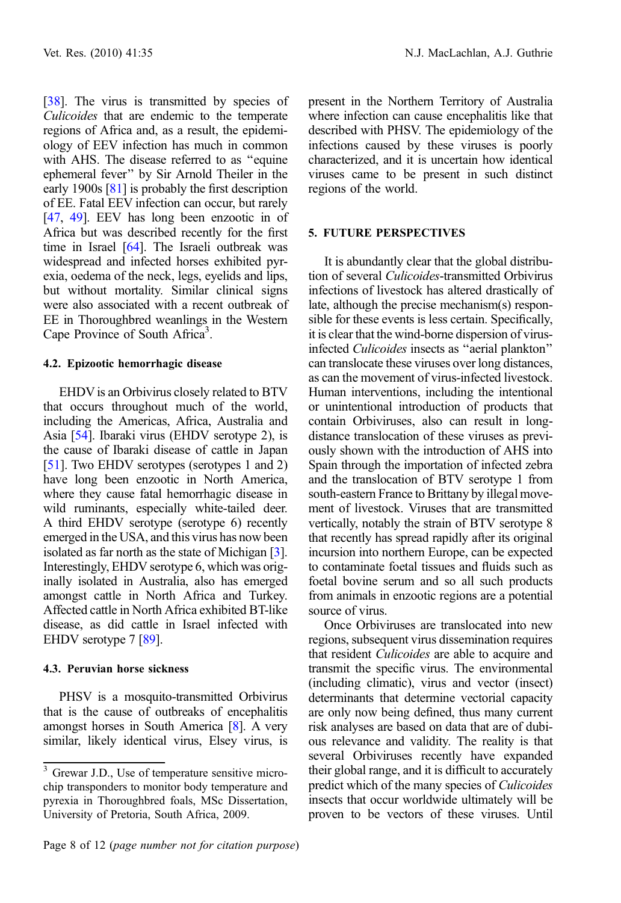[38]. The virus is transmitted by species of *Culicoides* that are endemic to the temperate regions of Africa and, as a result, the epidemiology of EEV infection has much in common with AHS. The disease referred to as "equine ephemeral fever" by Sir Arnold Theiler in the early 1900s [81] is probably the first description of EE. Fatal EEV infection can occur, but rarely [47, 49]. EEV has long been enzootic in of Africa but was described recently for the first time in Israel [64]. The Israeli outbreak was widespread and infected horses exhibited pyrexia, oedema of the neck, legs, eyelids and lips, but without mortality. Similar clinical signs were also associated with a recent outbreak of EE in Thoroughbred weanlings in the Western Cape Province of South Africa[3].

### 4.2. Epizootic hemorrhagic disease

EHDV is an Orbivirus closely related to BTV that occurs throughout much of the world, including the Americas, Africa, Australia and Asia [54]. Ibaraki virus (EHDV serotype 2), is the cause of Ibaraki disease of cattle in Japan [51]. Two EHDV serotypes (serotypes 1 and 2) have long been enzootic in North America, where they cause fatal hemorrhagic disease in wild ruminants, especially white-tailed deer. A third EHDV serotype (serotype 6) recently emerged in the USA, and this virus has now been isolated as far north as the state of Michigan [3]. Interestingly, EHDV serotype 6, which was originally isolated in Australia, also has emerged amongst cattle in North Africa and Turkey. Affected cattle in North Africa exhibited BT-like disease, as did cattle in Israel infected with EHDV serotype 7 [89].

### 4.3. Peruvian horse sickness

PHSV is a mosquito-transmitted Orbivirus that is the cause of outbreaks of encephalitis amongst horses in South America [8]. A very similar, likely identical virus, Elsey virus, is present in the Northern Territory of Australia where infection can cause encephalitis like that described with PHSV. The epidemiology of the infections caused by these viruses is poorly characterized, and it is uncertain how identical viruses came to be present in such distinct regions of the world.

## 5. FUTURE PERSPECTIVES

It is abundantly clear that the global distribution of several *Culicoides*-transmitted Orbivirus infections of livestock has altered drastically of late, although the precise mechanism(s) responsible for these events is less certain. Specifically, it is clear that the wind-borne dispersion of virus-infected *Culicoides* insects as "aerial plankton" can translocate these viruses over long distances, as can the movement of virus-infected livestock. Human interventions, including the intentional or unintentional introduction of products that contain Orbiviruses, also can result in long-distance translocation of these viruses as previously shown with the introduction of AHS into Spain through the importation of infected zebra and the translocation of BTV serotype 1 from south-eastern France to Brittany by illegal movement of livestock. Viruses that are transmitted vertically, notably the strain of BTV serotype 8 that recently has spread rapidly after its original incursion into northern Europe, can be expected to contaminate foetal tissues and fluids such as foetal bovine serum and so all such products from animals in enzootic regions are a potential source of virus.

Once Orbiviruses are translocated into new regions, subsequent virus dissemination requires that resident *Culicoides* are able to acquire and transmit the specific virus. The environmental (including climatic), virus and vector (insect) determinants that determine vectorial capacity are only now being defined, thus many current risk analyses are based on data that are of dubious relevance and validity. The reality is that several Orbiviruses recently have expanded their global range, and it is difficult to accurately predict which of the many species of *Culicoides* insects that occur worldwide ultimately will be proven to be vectors of these viruses. Until

[3] Grewar J.D., Use of temperature sensitive microchip transponders to monitor body temperature and pyrexia in Thoroughbred foals, MSc Dissertation, University of Pretoria, South Africa, 2009.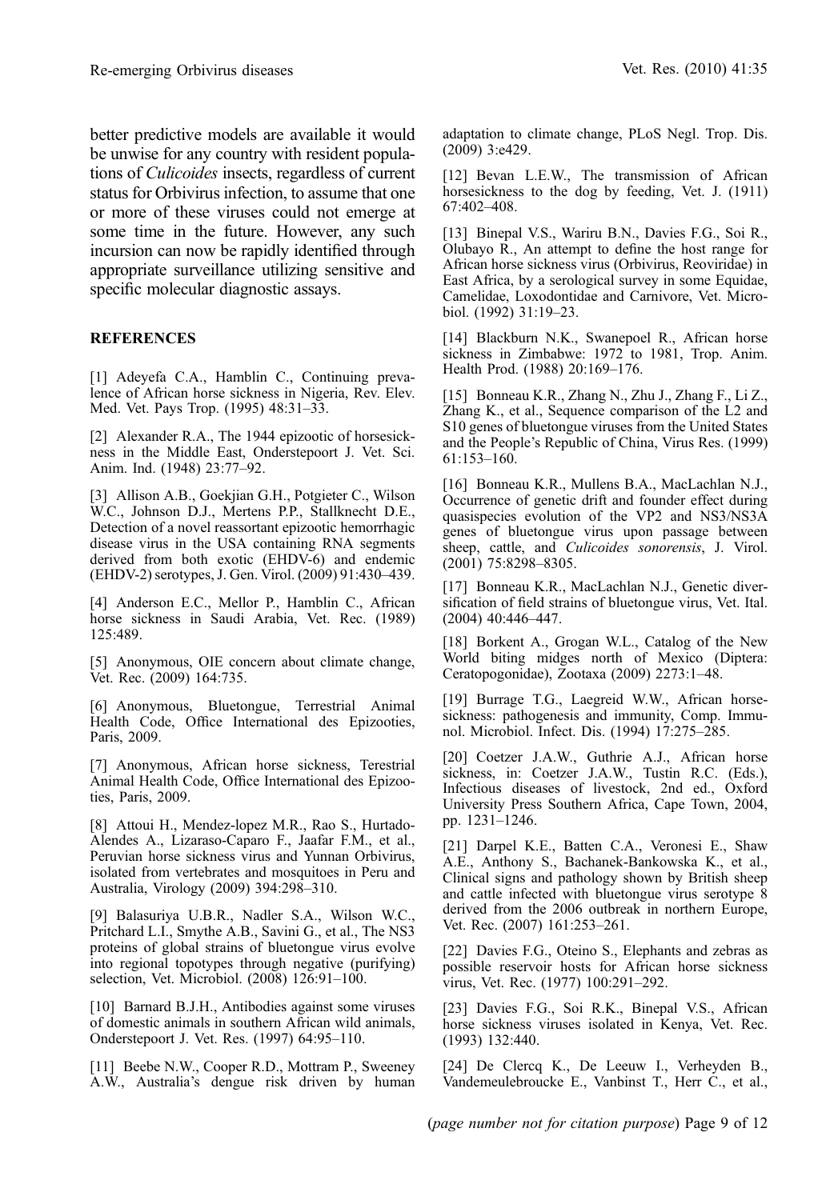better predictive models are available it would be unwise for any country with resident populations of *Culicoides* insects, regardless of current status for Orbivirus infection, to assume that one or more of these viruses could not emerge at some time in the future. However, any such incursion can now be rapidly identified through appropriate surveillance utilizing sensitive and specific molecular diagnostic assays.

## REFERENCES

[1] Adeyefa C.A., Hamblin C., Continuing prevalence of African horse sickness in Nigeria, Rev. Elev. Med. Vet. Pays Trop. (1995) 48:31–33.

[2] Alexander R.A., The 1944 epizootic of horsesickness in the Middle East, Onderstepoort J. Vet. Sci. Anim. Ind. (1948) 23:77–92.

[3] Allison A.B., Goekjian G.H., Potgieter C., Wilson W.C., Johnson D.J., Mertens P.P., Stallknecht D.E., Detection of a novel reassortant epizootic hemorrhagic disease virus in the USA containing RNA segments derived from both exotic (EHDV-6) and endemic (EHDV-2) serotypes, J. Gen. Virol. (2009) 91:430–439.

[4] Anderson E.C., Mellor P., Hamblin C., African horse sickness in Saudi Arabia, Vet. Rec. (1989) 125:489.

[5] Anonymous, OIE concern about climate change, Vet. Rec. (2009) 164:735.

[6] Anonymous, Bluetongue, Terrestrial Animal Health Code, Office International des Epizooties, Paris, 2009.

[7] Anonymous, African horse sickness, Terestrial Animal Health Code, Office International des Epizooties, Paris, 2009.

[8] Attoui H., Mendez-lopez M.R., Rao S., Hurtado-Alendes A., Lizaraso-Caparo F., Jaafar F.M., et al., Peruvian horse sickness virus and Yunnan Orbivirus, isolated from vertebrates and mosquitoes in Peru and Australia, Virology (2009) 394:298–310.

[9] Balasuriya U.B.R., Nadler S.A., Wilson W.C., Pritchard L.I., Smythe A.B., Savini G., et al., The NS3 proteins of global strains of bluetongue virus evolve into regional topotypes through negative (purifying) selection, Vet. Microbiol. (2008) 126:91–100.

[10] Barnard B.J.H., Antibodies against some viruses of domestic animals in southern African wild animals, Onderstepoort J. Vet. Res. (1997) 64:95–110.

[11] Beebe N.W., Cooper R.D., Mottram P., Sweeney A.W., Australia's dengue risk driven by human adaptation to climate change, PLoS Negl. Trop. Dis. (2009) 3:e429.

[12] Bevan L.E.W., The transmission of African horsesickness to the dog by feeding, Vet. J. (1911) 67:402–408.

[13] Binepal V.S., Wariru B.N., Davies F.G., Soi R., Olubayo R., An attempt to define the host range for African horse sickness virus (Orbivirus, Reoviridae) in East Africa, by a serological survey in some Equidae, Camelidae, Loxodontidae and Carnivore, Vet. Microbiol. (1992) 31:19–23.

[14] Blackburn N.K., Swanepoel R., African horse sickness in Zimbabwe: 1972 to 1981, Trop. Anim. Health Prod. (1988) 20:169–176.

[15] Bonneau K.R., Zhang N., Zhu J., Zhang F., Li Z., Zhang K., et al., Sequence comparison of the L2 and S10 genes of bluetongue viruses from the United States and the People's Republic of China, Virus Res. (1999) 61:153–160.

[16] Bonneau K.R., Mullens B.A., MacLachlan N.J., Occurrence of genetic drift and founder effect during quasispecies evolution of the VP2 and NS3/NS3A genes of bluetongue virus upon passage between sheep, cattle, and *Culicoides sonorensis*, J. Virol. (2001) 75:8298–8305.

[17] Bonneau K.R., MacLachlan N.J., Genetic diversification of field strains of bluetongue virus, Vet. Ital. (2004) 40:446–447.

[18] Borkent A., Grogan W.L., Catalog of the New World biting midges north of Mexico (Diptera: Ceratopogonidae), Zootaxa (2009) 2273:1–48.

[19] Burrage T.G., Laegreid W.W., African horsesickness: pathogenesis and immunity, Comp. Immunol. Microbiol. Infect. Dis. (1994) 17:275–285.

[20] Coetzer J.A.W., Guthrie A.J., African horse sickness, in: Coetzer J.A.W., Tustin R.C. (Eds.), Infectious diseases of livestock, 2nd ed., Oxford University Press Southern Africa, Cape Town, 2004, pp. 1231–1246.

[21] Darpel K.E., Batten C.A., Veronesi E., Shaw A.E., Anthony S., Bachanek-Bankowska K., et al., Clinical signs and pathology shown by British sheep and cattle infected with bluetongue virus serotype 8 derived from the 2006 outbreak in northern Europe, Vet. Rec. (2007) 161:253–261.

[22] Davies F.G., Oteino S., Elephants and zebras as possible reservoir hosts for African horse sickness virus, Vet. Rec. (1977) 100:291–292.

[23] Davies F.G., Soi R.K., Binepal V.S., African horse sickness viruses isolated in Kenya, Vet. Rec. (1993) 132:440.

[24] De Clercq K., De Leeuw I., Verheyden B., Vandemeulebroucke E., Vanbinst T., Herr C., et al.,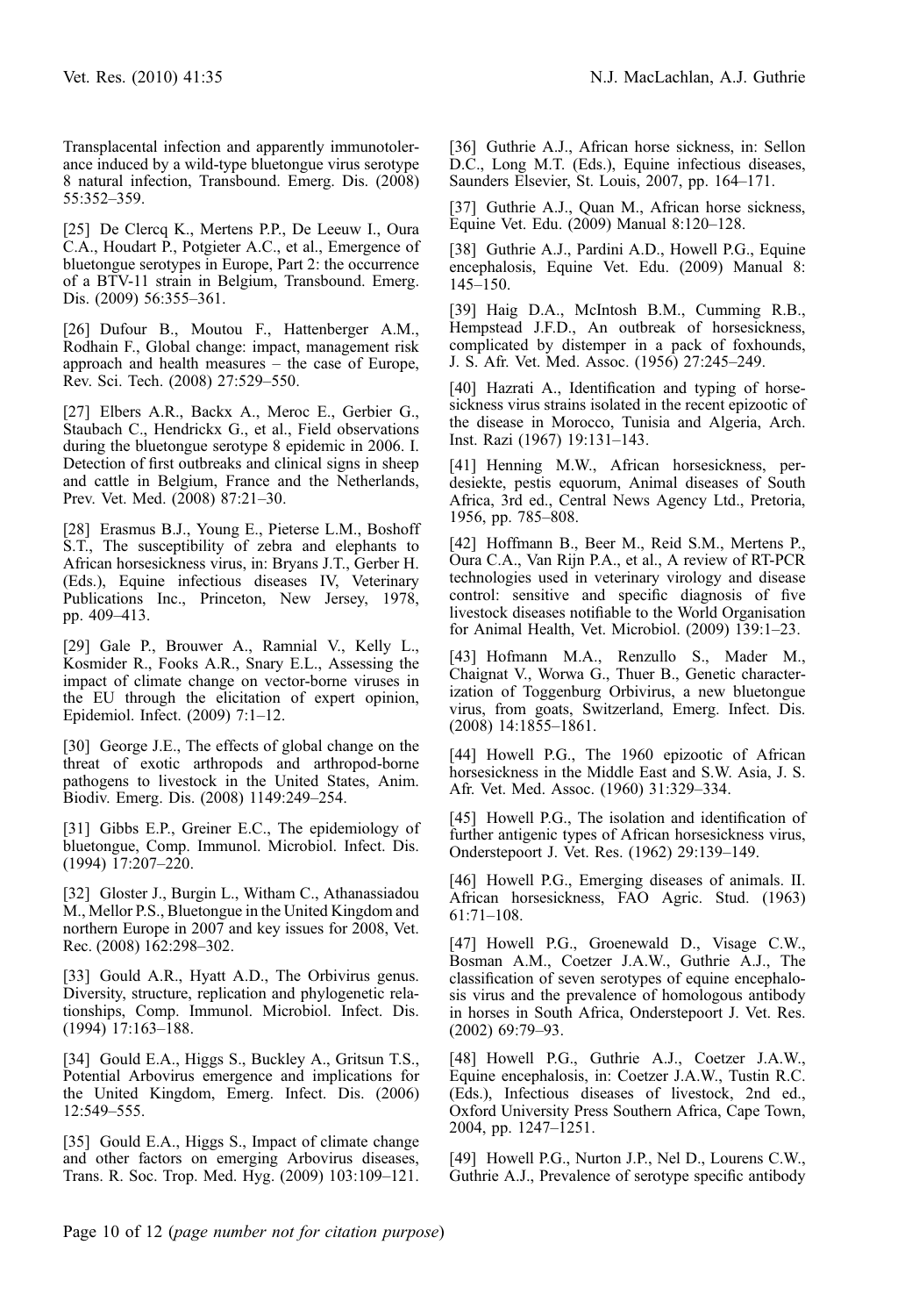Transplacental infection and apparently immunotolerance induced by a wild-type bluetongue virus serotype 8 natural infection, Transbound. Emerg. Dis. (2008) 55:352–359.

[25] De Clercq K., Mertens P.P., De Leeuw I., Oura C.A., Houdart P., Potgieter A.C., et al., Emergence of bluetongue serotypes in Europe, Part 2: the occurrence of a BTV-11 strain in Belgium, Transbound. Emerg. Dis. (2009) 56:355–361.

[26] Dufour B., Moutou F., Hattenberger A.M., Rodhain F., Global change: impact, management risk approach and health measures – the case of Europe, Rev. Sci. Tech. (2008) 27:529–550.

[27] Elbers A.R., Backx A., Meroc E., Gerbier G., Staubach C., Hendrickx G., et al., Field observations during the bluetongue serotype 8 epidemic in 2006. I. Detection of first outbreaks and clinical signs in sheep and cattle in Belgium, France and the Netherlands, Prev. Vet. Med. (2008) 87:21–30.

[28] Erasmus B.J., Young E., Pieterse L.M., Boshoff S.T., The susceptibility of zebra and elephants to African horsesickness virus, in: Bryans J.T., Gerber H. (Eds.), Equine infectious diseases IV, Veterinary Publications Inc., Princeton, New Jersey, 1978, pp. 409–413.

[29] Gale P., Brouwer A., Ramnial V., Kelly L., Kosmider R., Fooks A.R., Snary E.L., Assessing the impact of climate change on vector-borne viruses in the EU through the elicitation of expert opinion, Epidemiol. Infect. (2009) 7:1–12.

[30] George J.E., The effects of global change on the threat of exotic arthropods and arthropod-borne pathogens to livestock in the United States, Anim. Biodiv. Emerg. Dis. (2008) 1149:249–254.

[31] Gibbs E.P., Greiner E.C., The epidemiology of bluetongue, Comp. Immunol. Microbiol. Infect. Dis. (1994) 17:207–220.

[32] Gloster J., Burgin L., Witham C., Athanassiadou M., Mellor P.S., Bluetongue in the United Kingdom and northern Europe in 2007 and key issues for 2008, Vet. Rec. (2008) 162:298–302.

[33] Gould A.R., Hyatt A.D., The Orbivirus genus. Diversity, structure, replication and phylogenetic relationships, Comp. Immunol. Microbiol. Infect. Dis. (1994) 17:163–188.

[34] Gould E.A., Higgs S., Buckley A., Gritsun T.S., Potential Arbovirus emergence and implications for the United Kingdom, Emerg. Infect. Dis. (2006) 12:549–555.

[35] Gould E.A., Higgs S., Impact of climate change and other factors on emerging Arbovirus diseases, Trans. R. Soc. Trop. Med. Hyg. (2009) 103:109–121.

[36] Guthrie A.J., African horse sickness, in: Sellon D.C., Long M.T. (Eds.), Equine infectious diseases, Saunders Elsevier, St. Louis, 2007, pp. 164–171.

[37] Guthrie A.J., Quan M., African horse sickness, Equine Vet. Edu. (2009) Manual 8:120–128.

[38] Guthrie A.J., Pardini A.D., Howell P.G., Equine encephalosis, Equine Vet. Edu. (2009) Manual 8: 145–150.

[39] Haig D.A., McIntosh B.M., Cumming R.B., Hempstead J.F.D., An outbreak of horsesickness, complicated by distemper in a pack of foxhounds, J. S. Afr. Vet. Med. Assoc. (1956) 27:245–249.

[40] Hazrati A., Identification and typing of horsesickness virus strains isolated in the recent epizootic of the disease in Morocco, Tunisia and Algeria, Arch. Inst. Razi (1967) 19:131–143.

[41] Henning M.W., African horsesickness, perdesiekte, pestis equorum, Animal diseases of South Africa, 3rd ed., Central News Agency Ltd., Pretoria, 1956, pp. 785–808.

[42] Hoffmann B., Beer M., Reid S.M., Mertens P., Oura C.A., Van Rijn P.A., et al., A review of RT-PCR technologies used in veterinary virology and disease control: sensitive and specific diagnosis of five livestock diseases notifiable to the World Organisation for Animal Health, Vet. Microbiol. (2009) 139:1–23.

[43] Hofmann M.A., Renzullo S., Mader M., Chaignat V., Worwa G., Thuer B., Genetic characterization of Toggenburg Orbivirus, a new bluetongue virus, from goats, Switzerland, Emerg. Infect. Dis. (2008) 14:1855–1861.

[44] Howell P.G., The 1960 epizootic of African horsesickness in the Middle East and S.W. Asia, J. S. Afr. Vet. Med. Assoc. (1960) 31:329–334.

[45] Howell P.G., The isolation and identification of further antigenic types of African horsesickness virus, Onderstepoort J. Vet. Res. (1962) 29:139–149.

[46] Howell P.G., Emerging diseases of animals. II. African horsesickness, FAO Agric. Stud. (1963) 61:71–108.

[47] Howell P.G., Groenewald D., Visage C.W., Bosman A.M., Coetzer J.A.W., Guthrie A.J., The classification of seven serotypes of equine encephalosis virus and the prevalence of homologous antibody in horses in South Africa, Onderstepoort J. Vet. Res. (2002) 69:79–93.

[48] Howell P.G., Guthrie A.J., Coetzer J.A.W., Equine encephalosis, in: Coetzer J.A.W., Tustin R.C. (Eds.), Infectious diseases of livestock, 2nd ed., Oxford University Press Southern Africa, Cape Town, 2004, pp. 1247–1251.

[49] Howell P.G., Nurton J.P., Nel D., Lourens C.W., Guthrie A.J., Prevalence of serotype specific antibody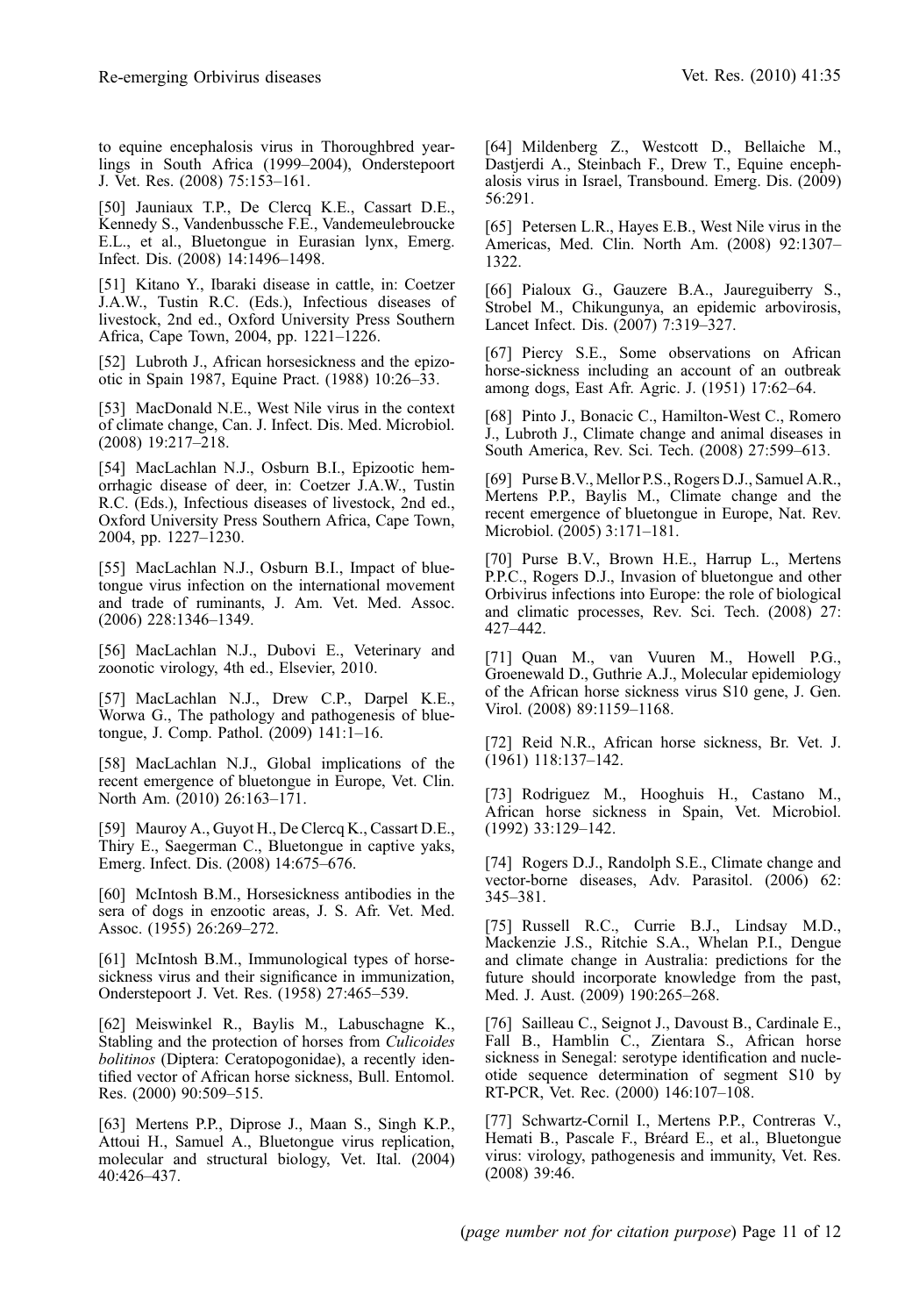to equine encephalosis virus in Thoroughbred yearlings in South Africa (1999–2004), Onderstepoort J. Vet. Res. (2008) 75:153–161.

[50] Jauniaux T.P., De Clercq K.E., Cassart D.E., Kennedy S., Vandenbussche F.E., Vandemeulebroucke E.L., et al., Bluetongue in Eurasian lynx, Emerg. Infect. Dis. (2008) 14:1496–1498.

[51] Kitano Y., Ibaraki disease in cattle, in: Coetzer J.A.W., Tustin R.C. (Eds.), Infectious diseases of livestock, 2nd ed., Oxford University Press Southern Africa, Cape Town, 2004, pp. 1221–1226.

[52] Lubroth J., African horsesickness and the epizootic in Spain 1987, Equine Pract. (1988) 10:26–33.

[53] MacDonald N.E., West Nile virus in the context of climate change, Can. J. Infect. Dis. Med. Microbiol. (2008) 19:217–218.

[54] MacLachlan N.J., Osburn B.I., Epizootic hemorrhagic disease of deer, in: Coetzer J.A.W., Tustin R.C. (Eds.), Infectious diseases of livestock, 2nd ed., Oxford University Press Southern Africa, Cape Town, 2004, pp. 1227–1230.

[55] MacLachlan N.J., Osburn B.I., Impact of bluetongue virus infection on the international movement and trade of ruminants, J. Am. Vet. Med. Assoc. (2006) 228:1346–1349.

[56] MacLachlan N.J., Dubovi E., Veterinary and zoonotic virology, 4th ed., Elsevier, 2010.

[57] MacLachlan N.J., Drew C.P., Darpel K.E., Worwa G., The pathology and pathogenesis of bluetongue, J. Comp. Pathol. (2009) 141:1–16.

[58] MacLachlan N.J., Global implications of the recent emergence of bluetongue in Europe, Vet. Clin. North Am. (2010) 26:163–171.

[59] Mauroy A., Guyot H., De Clercq K., Cassart D.E., Thiry E., Saegerman C., Bluetongue in captive yaks, Emerg. Infect. Dis. (2008) 14:675–676.

[60] McIntosh B.M., Horsesickness antibodies in the sera of dogs in enzootic areas, J. S. Afr. Vet. Med. Assoc. (1955) 26:269–272.

[61] McIntosh B.M., Immunological types of horsesickness virus and their significance in immunization, Onderstepoort J. Vet. Res. (1958) 27:465–539.

[62] Meiswinkel R., Baylis M., Labuschagne K., Stabling and the protection of horses from *Culicoides bolitinos* (Diptera: Ceratopogonidae), a recently identified vector of African horse sickness, Bull. Entomol. Res. (2000) 90:509–515.

[63] Mertens P.P., Diprose J., Maan S., Singh K.P., Attoui H., Samuel A., Bluetongue virus replication, molecular and structural biology, Vet. Ital. (2004) 40:426–437.

[64] Mildenberg Z., Westcott D., Bellaiche M., Dastjerdi A., Steinbach F., Drew T., Equine encephalosis virus in Israel, Transbound. Emerg. Dis. (2009) 56:291.

[65] Petersen L.R., Hayes E.B., West Nile virus in the Americas, Med. Clin. North Am. (2008) 92:1307–1322.

[66] Pialoux G., Gauzere B.A., Jaureguiberry S., Strobel M., Chikungunya, an epidemic arbovirosis, Lancet Infect. Dis. (2007) 7:319–327.

[67] Piercy S.E., Some observations on African horse-sickness including an account of an outbreak among dogs, East Afr. Agric. J. (1951) 17:62–64.

[68] Pinto J., Bonacic C., Hamilton-West C., Romero J., Lubroth J., Climate change and animal diseases in South America, Rev. Sci. Tech. (2008) 27:599–613.

[69] Purse B.V., Mellor P.S., Rogers D.J., Samuel A.R., Mertens P.P., Baylis M., Climate change and the recent emergence of bluetongue in Europe, Nat. Rev. Microbiol. (2005) 3:171–181.

[70] Purse B.V., Brown H.E., Harrup L., Mertens P.P.C., Rogers D.J., Invasion of bluetongue and other Orbivirus infections into Europe: the role of biological and climatic processes, Rev. Sci. Tech. (2008) 27: 427–442.

[71] Quan M., van Vuuren M., Howell P.G., Groenewald D., Guthrie A.J., Molecular epidemiology of the African horse sickness virus S10 gene, J. Gen. Virol. (2008) 89:1159–1168.

[72] Reid N.R., African horse sickness, Br. Vet. J. (1961) 118:137–142.

[73] Rodriguez M., Hooghuis H., Castano M., African horse sickness in Spain, Vet. Microbiol. (1992) 33:129–142.

[74] Rogers D.J., Randolph S.E., Climate change and vector-borne diseases, Adv. Parasitol. (2006) 62: 345–381.

[75] Russell R.C., Currie B.J., Lindsay M.D., Mackenzie J.S., Ritchie S.A., Whelan P.I., Dengue and climate change in Australia: predictions for the future should incorporate knowledge from the past, Med. J. Aust. (2009) 190:265–268.

[76] Sailleau C., Seignot J., Davoust B., Cardinale E., Fall B., Hamblin C., Zientara S., African horse sickness in Senegal: serotype identification and nucleotide sequence determination of segment S10 by RT-PCR, Vet. Rec. (2000) 146:107–108.

[77] Schwartz-Cornil I., Mertens P.P., Contreras V., Hemati B., Pascale F., Bréard E., et al., Bluetongue virus: virology, pathogenesis and immunity, Vet. Res. (2008) 39:46.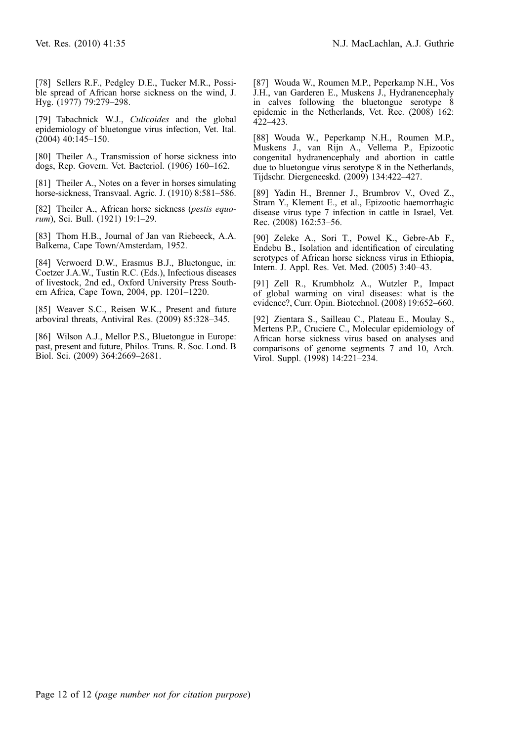[78] Sellers R.F., Pedgley D.E., Tucker M.R., Possible spread of African horse sickness on the wind, J. Hyg. (1977) 79:279–298.

[79] Tabachnick W.J., *Culicoides* and the global epidemiology of bluetongue virus infection, Vet. Ital. (2004) 40:145–150.

[80] Theiler A., Transmission of horse sickness into dogs, Rep. Govern. Vet. Bacteriol. (1906) 160–162.

[81] Theiler A., Notes on a fever in horses simulating horse-sickness, Transvaal. Agric. J. (1910) 8:581–586.

[82] Theiler A., African horse sickness (*pestis equorum*), Sci. Bull. (1921) 19:1–29.

[83] Thom H.B., Journal of Jan van Riebeeck, A.A. Balkema, Cape Town/Amsterdam, 1952.

[84] Verwoerd D.W., Erasmus B.J., Bluetongue, in: Coetzer J.A.W., Tustin R.C. (Eds.), Infectious diseases of livestock, 2nd ed., Oxford University Press Southern Africa, Cape Town, 2004, pp. 1201–1220.

[85] Weaver S.C., Reisen W.K., Present and future arboviral threats, Antiviral Res. (2009) 85:328–345.

[86] Wilson A.J., Mellor P.S., Bluetongue in Europe: past, present and future, Philos. Trans. R. Soc. Lond. B Biol. Sci. (2009) 364:2669–2681.

[87] Wouda W., Roumen M.P., Peperkamp N.H., Vos J.H., van Garderen E., Muskens J., Hydranencephaly in calves following the bluetongue serotype 8 epidemic in the Netherlands, Vet. Rec. (2008) 162: 422–423.

[88] Wouda W., Peperkamp N.H., Roumen M.P., Muskens J., van Rijn A., Vellema P., Epizootic congenital hydranencephaly and abortion in cattle due to bluetongue virus serotype 8 in the Netherlands, Tijdschr. Diergeneeskd. (2009) 134:422–427.

[89] Yadin H., Brenner J., Brumbrov V., Oved Z., Stram Y., Klement E., et al., Epizootic haemorrhagic disease virus type 7 infection in cattle in Israel, Vet. Rec. (2008) 162:53–56.

[90] Zeleke A., Sori T., Powel K., Gebre-Ab F., Endebu B., Isolation and identification of circulating serotypes of African horse sickness virus in Ethiopia, Intern. J. Appl. Res. Vet. Med. (2005) 3:40–43.

[91] Zell R., Krumbholz A., Wutzler P., Impact of global warming on viral diseases: what is the evidence?, Curr. Opin. Biotechnol. (2008) 19:652–660.

[92] Zientara S., Sailleau C., Plateau E., Moulay S., Mertens P.P., Cruciere C., Molecular epidemiology of African horse sickness virus based on analyses and comparisons of genome segments 7 and 10, Arch. Virol. Suppl. (1998) 14:221–234.